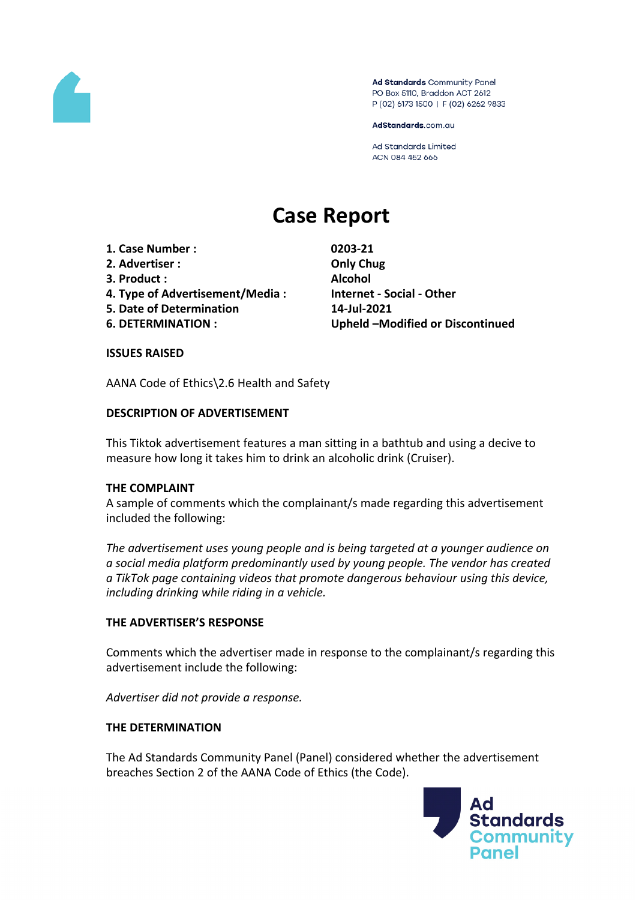Ad Standards Community Panel
PO Box 5110, Braddon ACT 2612
P (02) 6173 1500 | F (02) 6262 9833

AdStandards.com.au

Ad Standards Limited
ACN 084 452 666

# Case Report

| | |
|---|---|
| **1. Case Number :** | **0203-21** |
| **2. Advertiser :** | **Only Chug** |
| **3. Product :** | **Alcohol** |
| **4. Type of Advertisement/Media :** | **Internet - Social - Other** |
| **5. Date of Determination** | **14-Jul-2021** |
| **6. DETERMINATION :** | **Upheld –Modified or Discontinued** |

**ISSUES RAISED**

AANA Code of Ethics\2.6 Health and Safety

**DESCRIPTION OF ADVERTISEMENT**

This Tiktok advertisement features a man sitting in a bathtub and using a decive to measure how long it takes him to drink an alcoholic drink (Cruiser).

**THE COMPLAINT**

A sample of comments which the complainant/s made regarding this advertisement included the following:

*The advertisement uses young people and is being targeted at a younger audience on a social media platform predominantly used by young people. The vendor has created a TikTok page containing videos that promote dangerous behaviour using this device, including drinking while riding in a vehicle.*

**THE ADVERTISER'S RESPONSE**

Comments which the advertiser made in response to the complainant/s regarding this advertisement include the following:

*Advertiser did not provide a response.*

**THE DETERMINATION**

The Ad Standards Community Panel (Panel) considered whether the advertisement breaches Section 2 of the AANA Code of Ethics (the Code).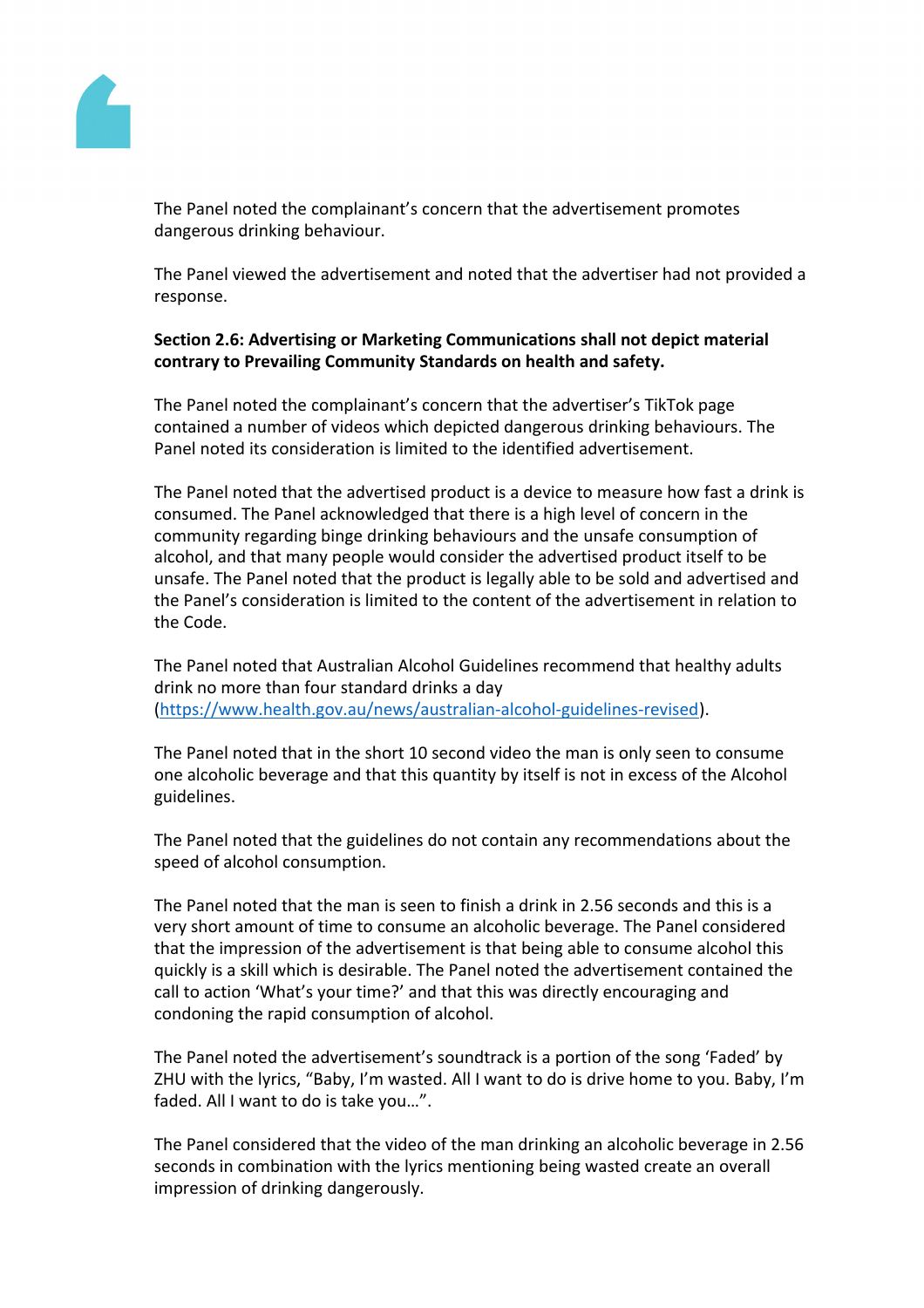The Panel noted the complainant's concern that the advertisement promotes dangerous drinking behaviour.

The Panel viewed the advertisement and noted that the advertiser had not provided a response.

**Section 2.6: Advertising or Marketing Communications shall not depict material contrary to Prevailing Community Standards on health and safety.**

The Panel noted the complainant's concern that the advertiser's TikTok page contained a number of videos which depicted dangerous drinking behaviours. The Panel noted its consideration is limited to the identified advertisement.

The Panel noted that the advertised product is a device to measure how fast a drink is consumed. The Panel acknowledged that there is a high level of concern in the community regarding binge drinking behaviours and the unsafe consumption of alcohol, and that many people would consider the advertised product itself to be unsafe. The Panel noted that the product is legally able to be sold and advertised and the Panel's consideration is limited to the content of the advertisement in relation to the Code.

The Panel noted that Australian Alcohol Guidelines recommend that healthy adults drink no more than four standard drinks a day (https://www.health.gov.au/news/australian-alcohol-guidelines-revised).

The Panel noted that in the short 10 second video the man is only seen to consume one alcoholic beverage and that this quantity by itself is not in excess of the Alcohol guidelines.

The Panel noted that the guidelines do not contain any recommendations about the speed of alcohol consumption.

The Panel noted that the man is seen to finish a drink in 2.56 seconds and this is a very short amount of time to consume an alcoholic beverage. The Panel considered that the impression of the advertisement is that being able to consume alcohol this quickly is a skill which is desirable. The Panel noted the advertisement contained the call to action 'What's your time?' and that this was directly encouraging and condoning the rapid consumption of alcohol.

The Panel noted the advertisement's soundtrack is a portion of the song 'Faded' by ZHU with the lyrics, "Baby, I'm wasted. All I want to do is drive home to you. Baby, I'm faded. All I want to do is take you…".

The Panel considered that the video of the man drinking an alcoholic beverage in 2.56 seconds in combination with the lyrics mentioning being wasted create an overall impression of drinking dangerously.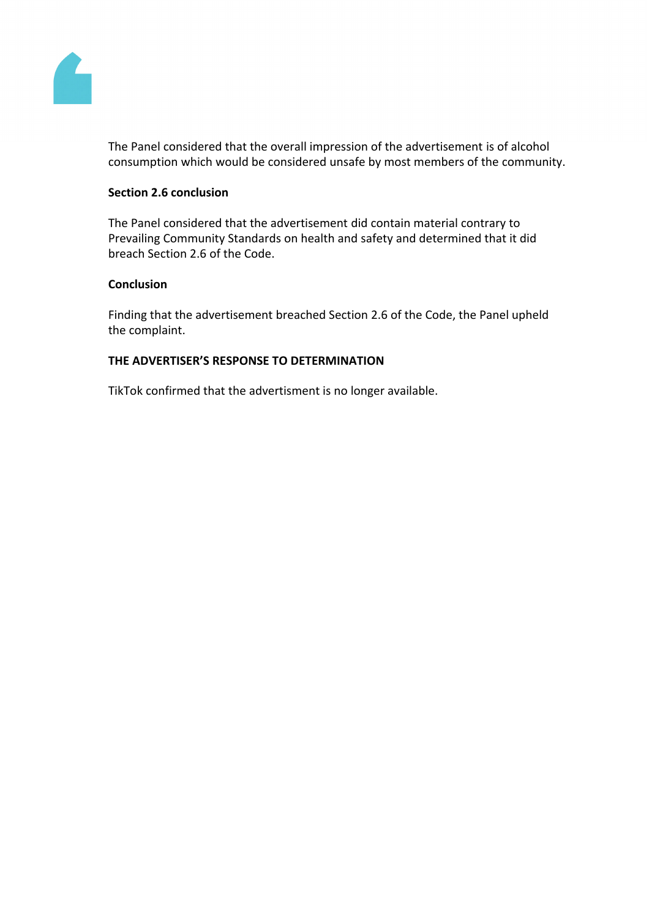The Panel considered that the overall impression of the advertisement is of alcohol consumption which would be considered unsafe by most members of the community.

**Section 2.6 conclusion**

The Panel considered that the advertisement did contain material contrary to Prevailing Community Standards on health and safety and determined that it did breach Section 2.6 of the Code.

**Conclusion**

Finding that the advertisement breached Section 2.6 of the Code, the Panel upheld the complaint.

**THE ADVERTISER'S RESPONSE TO DETERMINATION**

TikTok confirmed that the advertisment is no longer available.